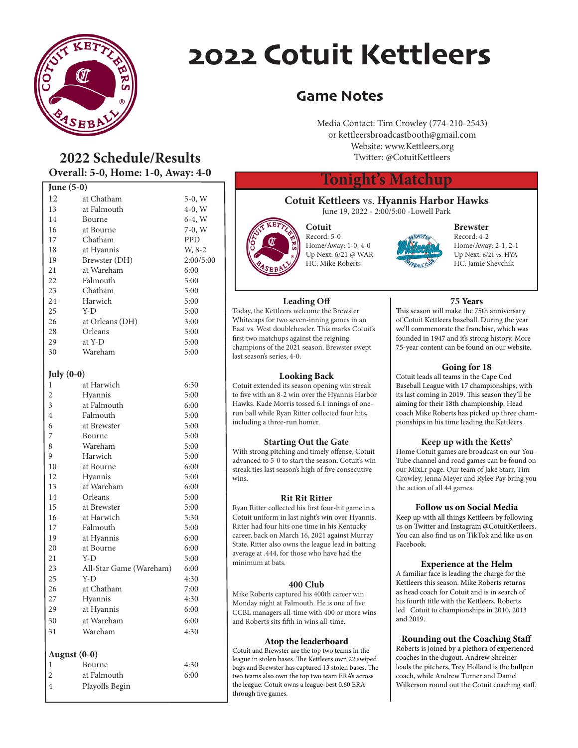# 2022 Cotuit Kettleers

## Game Notes

Media Contact: Tim Crowley (774-210-2543)
or kettleersbroadcastbooth@gmail.com
Website: www.Kettleers.org
Twitter: @CotuitKettleers

## 2022 Schedule/Results

**Overall: 5-0, Home: 1-0, Away: 4-0**

| June (5-0) | | |
|---|---|---|
| 12 | at Chatham | 5-0, W |
| 13 | at Falmouth | 4-0, W |
| 14 | Bourne | 6-4, W |
| 16 | at Bourne | 7-0, W |
| 17 | Chatham | PPD |
| 18 | at Hyannis | W, 8-2 |
| 19 | Brewster (DH) | 2:00/5:00 |
| 21 | at Wareham | 6:00 |
| 22 | Falmouth | 5:00 |
| 23 | Chatham | 5:00 |
| 24 | Harwich | 5:00 |
| 25 | Y-D | 5:00 |
| 26 | at Orleans (DH) | 3:00 |
| 28 | Orleans | 5:00 |
| 29 | at Y-D | 5:00 |
| 30 | Wareham | 5:00 |

| July (0-0) | | |
|---|---|---|
| 1 | at Harwich | 6:30 |
| 2 | Hyannis | 5:00 |
| 3 | at Falmouth | 6:00 |
| 4 | Falmouth | 5:00 |
| 6 | at Brewster | 5:00 |
| 7 | Bourne | 5:00 |
| 8 | Wareham | 5:00 |
| 9 | Harwich | 5:00 |
| 10 | at Bourne | 6:00 |
| 12 | Hyannis | 5:00 |
| 13 | at Wareham | 6:00 |
| 14 | Orleans | 5:00 |
| 15 | at Brewster | 5:00 |
| 16 | at Harwich | 5:30 |
| 17 | Falmouth | 5:00 |
| 19 | at Hyannis | 6:00 |
| 20 | at Bourne | 6:00 |
| 21 | Y-D | 5:00 |
| 23 | All-Star Game (Wareham) | 6:00 |
| 25 | Y-D | 4:30 |
| 26 | at Chatham | 7:00 |
| 27 | Hyannis | 4:30 |
| 29 | at Hyannis | 6:00 |
| 30 | at Wareham | 6:00 |
| 31 | Wareham | 4:30 |

| August (0-0) | | |
|---|---|---|
| 1 | Bourne | 4:30 |
| 2 | at Falmouth | 6:00 |
| 4 | Playoffs Begin | |

## Tonight's Matchup

**Cotuit Kettleers** vs. **Hyannis Harbor Hawks**
June 19, 2022 - 2:00/5:00 -Lowell Park

**Cotuit**
Record: 5-0
Home/Away: 1-0, 4-0
Up Next: 6/21 @ WAR
HC: Mike Roberts

**Brewster**
Record: 4-2
Home/Away: 2-1, 2-1
Up Next: 6/21 vs. HYA
HC: Jamie Shevchik

### Leading Off

Today, the Kettleers welcome the Brewster Whitecaps for two seven-inning games in an East vs. West doubleheader. This marks Cotuit's first two matchups against the reigning champions of the 2021 season. Brewster swept last season's series, 4-0.

### Looking Back

Cotuit extended its season opening win streak to five with an 8-2 win over the Hyannis Harbor Hawks. Kade Morris tossed 6.1 innings of one-run ball while Ryan Ritter collected four hits, including a three-run homer.

### Starting Out the Gate

With strong pitching and timely offense, Cotuit advanced to 5-0 to start the season. Cotuit's win streak ties last season's high of five consecutive wins.

### Rit Rit Ritter

Ryan Ritter collected his first four-hit game in a Cotuit uniform in last night's win over Hyannis. Ritter had four hits one time in his Kentucky career, back on March 16, 2021 against Murray State. Ritter also owns the league lead in batting average at .444, for those who have had the minimum at bats.

### 400 Club

Mike Roberts captured his 400th career win Monday night at Falmouth. He is one of five CCBL managers all-time with 400 or more wins and Roberts sits fifth in wins all-time.

### Atop the leaderboard

Cotuit and Brewster are the top two teams in the league in stolen bases. The Kettleers own 22 swiped bags and Brewster has captured 13 stolen bases. The two teams also own the top two team ERA's across the league. Cotuit owns a league-best 0.60 ERA through five games.

### 75 Years

This season will make the 75th anniversary of Cotuit Kettleers baseball. During the year we'll commenorate the franchise, which was founded in 1947 and it's strong history. More 75-year content can be found on our website.

### Going for 18

Cotuit leads all teams in the Cape Cod Baseball League with 17 championships, with its last coming in 2019. This season they'll be aiming for their 18th championship. Head coach Mike Roberts has picked up three championships in his time leading the Kettleers.

### Keep up with the Ketts'

Home Cotuit games are broadcast on our YouTube channel and road games can be found on our MixLr page. Our team of Jake Starr, Tim Crowley, Jenna Meyer and Rylee Pay bring you the action of all 44 games.

### Follow us on Social Media

Keep up with all things Kettleers by following us on Twitter and Instagram @CotuitKettleers. You can also find us on TikTok and like us on Facebook.

### Experience at the Helm

A familiar face is leading the charge for the Kettleers this season. Mike Roberts returns as head coach for Cotuit and is in search of his fourth title with the Kettleers. Roberts led Cotuit to championships in 2010, 2013 and 2019.

### Rounding out the Coaching Staff

Roberts is joined by a plethora of experienced coaches in the dugout. Andrew Shreiner leads the pitchers, Trey Holland is the bullpen coach, while Andrew Turner and Daniel Wilkerson round out the Cotuit coaching staff.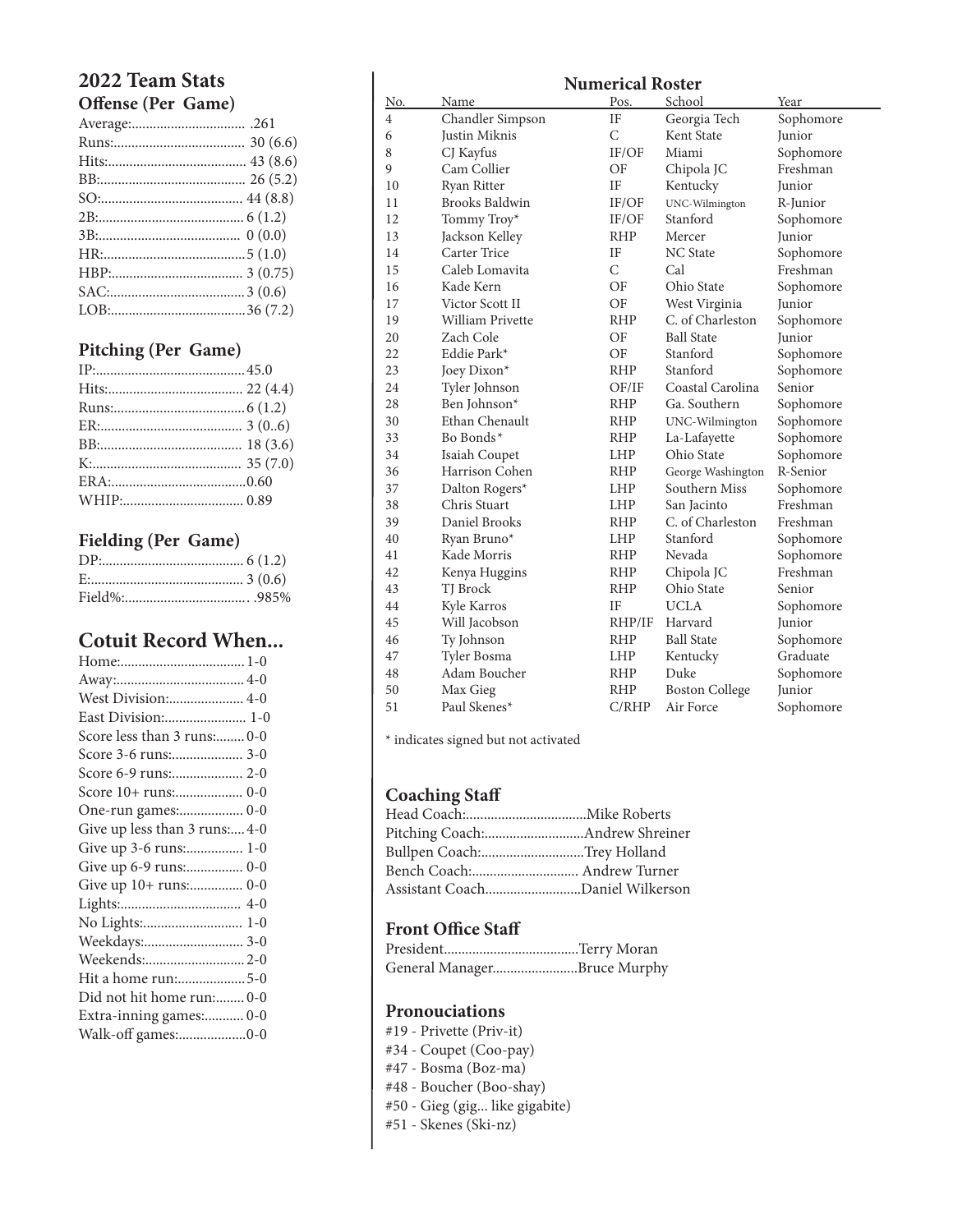## 2022 Team Stats

### Offense (Per Game)

| | |
|---|---|
| Average: | .261 |
| Runs: | 30 (6.6) |
| Hits: | 43 (8.6) |
| BB: | 26 (5.2) |
| SO: | 44 (8.8) |
| 2B: | 6 (1.2) |
| 3B: | 0 (0.0) |
| HR: | 5 (1.0) |
| HBP: | 3 (0.75) |
| SAC: | 3 (0.6) |
| LOB: | 36 (7.2) |

### Pitching (Per Game)

| | |
|---|---|
| IP: | 45.0 |
| Hits: | 22 (4.4) |
| Runs: | 6 (1.2) |
| ER: | 3 (0..6) |
| BB: | 18 (3.6) |
| K: | 35 (7.0) |
| ERA: | 0.60 |
| WHIP: | 0.89 |

### Fielding (Per Game)

| | |
|---|---|
| DP: | 6 (1.2) |
| E: | 3 (0.6) |
| Field%: | .985% |

## Cotuit Record When...

| | |
|---|---|
| Home: | 1-0 |
| Away: | 4-0 |
| West Division: | 4-0 |
| East Division: | 1-0 |
| Score less than 3 runs: | 0-0 |
| Score 3-6 runs: | 3-0 |
| Score 6-9 runs: | 2-0 |
| Score 10+ runs: | 0-0 |
| One-run games: | 0-0 |
| Give up less than 3 runs: | 4-0 |
| Give up 3-6 runs: | 1-0 |
| Give up 6-9 runs: | 0-0 |
| Give up 10+ runs: | 0-0 |
| Lights: | 4-0 |
| No Lights: | 1-0 |
| Weekdays: | 3-0 |
| Weekends: | 2-0 |
| Hit a home run: | 5-0 |
| Did not hit home run: | 0-0 |
| Extra-inning games: | 0-0 |
| Walk-off games: | 0-0 |

## Numerical Roster

| No. | Name | Pos. | School | Year |
|---|---|---|---|---|
| 4 | Chandler Simpson | IF | Georgia Tech | Sophomore |
| 6 | Justin Miknis | C | Kent State | Junior |
| 8 | CJ Kayfus | IF/OF | Miami | Sophomore |
| 9 | Cam Collier | OF | Chipola JC | Freshman |
| 10 | Ryan Ritter | IF | Kentucky | Junior |
| 11 | Brooks Baldwin | IF/OF | UNC-Wilmington | R-Junior |
| 12 | Tommy Troy* | IF/OF | Stanford | Sophomore |
| 13 | Jackson Kelley | RHP | Mercer | Junior |
| 14 | Carter Trice | IF | NC State | Sophomore |
| 15 | Caleb Lomavita | C | Cal | Freshman |
| 16 | Kade Kern | OF | Ohio State | Sophomore |
| 17 | Victor Scott II | OF | West Virginia | Junior |
| 19 | William Privette | RHP | C. of Charleston | Sophomore |
| 20 | Zach Cole | OF | Ball State | Junior |
| 22 | Eddie Park* | OF | Stanford | Sophomore |
| 23 | Joey Dixon* | RHP | Stanford | Sophomore |
| 24 | Tyler Johnson | OF/IF | Coastal Carolina | Senior |
| 28 | Ben Johnson* | RHP | Ga. Southern | Sophomore |
| 30 | Ethan Chenault | RHP | UNC-Wilmington | Sophomore |
| 33 | Bo Bonds* | RHP | La-Lafayette | Sophomore |
| 34 | Isaiah Coupet | LHP | Ohio State | Sophomore |
| 36 | Harrison Cohen | RHP | George Washington | R-Senior |
| 37 | Dalton Rogers* | LHP | Southern Miss | Sophomore |
| 38 | Chris Stuart | LHP | San Jacinto | Freshman |
| 39 | Daniel Brooks | RHP | C. of Charleston | Freshman |
| 40 | Ryan Bruno* | LHP | Stanford | Sophomore |
| 41 | Kade Morris | RHP | Nevada | Sophomore |
| 42 | Kenya Huggins | RHP | Chipola JC | Freshman |
| 43 | TJ Brock | RHP | Ohio State | Senior |
| 44 | Kyle Karros | IF | UCLA | Sophomore |
| 45 | Will Jacobson | RHP/IF | Harvard | Junior |
| 46 | Ty Johnson | RHP | Ball State | Sophomore |
| 47 | Tyler Bosma | LHP | Kentucky | Graduate |
| 48 | Adam Boucher | RHP | Duke | Sophomore |
| 50 | Max Gieg | RHP | Boston College | Junior |
| 51 | Paul Skenes* | C/RHP | Air Force | Sophomore |

* indicates signed but not activated

### Coaching Staff

| | |
|---|---|
| Head Coach: | Mike Roberts |
| Pitching Coach: | Andrew Shreiner |
| Bullpen Coach: | Trey Holland |
| Bench Coach: | Andrew Turner |
| Assistant Coach | Daniel Wilkerson |

### Front Office Staff

| | |
|---|---|
| President | Terry Moran |
| General Manager | Bruce Murphy |

### Pronouciations

#19 - Privette (Priv-it)
#34 - Coupet (Coo-pay)
#47 - Bosma (Boz-ma)
#48 - Boucher (Boo-shay)
#50 - Gieg (gig... like gigabite)
#51 - Skenes (Ski-nz)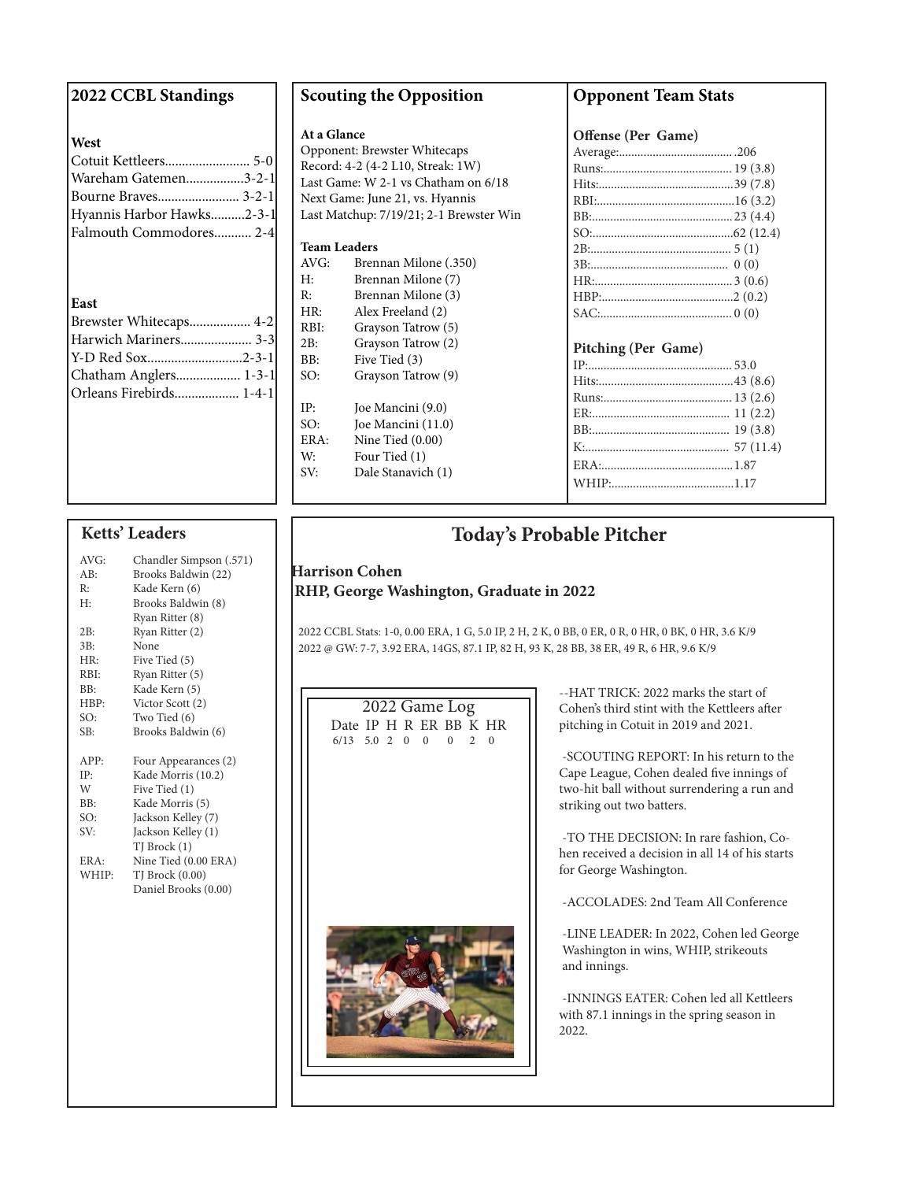## 2022 CCBL Standings

### West

| Team | Record |
|---|---|
| Cotuit Kettleers | 5-0 |
| Wareham Gatemen | 3-2-1 |
| Bourne Braves | 3-2-1 |
| Hyannis Harbor Hawks | 2-3-1 |
| Falmouth Commodores | 2-4 |

### East

| Team | Record |
|---|---|
| Brewster Whitecaps | 4-2 |
| Harwich Mariners | 3-3 |
| Y-D Red Sox | 2-3-1 |
| Chatham Anglers | 1-3-1 |
| Orleans Firebirds | 1-4-1 |

## Scouting the Opposition

**At a Glance**

Opponent: Brewster Whitecaps
Record: 4-2 (4-2 L10, Streak: 1W)
Last Game: W 2-1 vs Chatham on 6/18
Next Game: June 21, vs. Hyannis
Last Matchup: 7/19/21; 2-1 Brewster Win

**Team Leaders**

| | |
|---|---|
| AVG: | Brennan Milone (.350) |
| H: | Brennan Milone (7) |
| R: | Brennan Milone (3) |
| HR: | Alex Freeland (2) |
| RBI: | Grayson Tatrow (5) |
| 2B: | Grayson Tatrow (2) |
| BB: | Five Tied (3) |
| SO: | Grayson Tatrow (9) |
| IP: | Joe Mancini (9.0) |
| SO: | Joe Mancini (11.0) |
| ERA: | Nine Tied (0.00) |
| W: | Four Tied (1) |
| SV: | Dale Stanavich (1) |

## Opponent Team Stats

**Offense (Per Game)**

| | |
|---|---|
| Average: | .206 |
| Runs: | 19 (3.8) |
| Hits: | 39 (7.8) |
| RBI: | 16 (3.2) |
| BB: | 23 (4.4) |
| SO: | 62 (12.4) |
| 2B: | 5 (1) |
| 3B: | 0 (0) |
| HR: | 3 (0.6) |
| HBP: | 2 (0.2) |
| SAC: | 0 (0) |

**Pitching (Per Game)**

| | |
|---|---|
| IP: | 53.0 |
| Hits: | 43 (8.6) |
| Runs: | 13 (2.6) |
| ER: | 11 (2.2) |
| BB: | 19 (3.8) |
| K: | 57 (11.4) |
| ERA: | 1.87 |
| WHIP: | 1.17 |

## Ketts' Leaders

| | |
|---|---|
| AVG: | Chandler Simpson (.571) |
| AB: | Brooks Baldwin (22) |
| R: | Kade Kern (6) |
| H: | Brooks Baldwin (8) |
| | Ryan Ritter (8) |
| 2B: | Ryan Ritter (2) |
| 3B: | None |
| HR: | Five Tied (5) |
| RBI: | Ryan Ritter (5) |
| BB: | Kade Kern (5) |
| HBP: | Victor Scott (2) |
| SO: | Two Tied (6) |
| SB: | Brooks Baldwin (6) |
| APP: | Four Appearances (2) |
| IP: | Kade Morris (10.2) |
| W | Five Tied (1) |
| BB: | Kade Morris (5) |
| SO: | Jackson Kelley (7) |
| SV: | Jackson Kelley (1) |
| | TJ Brock (1) |
| ERA: | Nine Tied (0.00 ERA) |
| WHIP: | TJ Brock (0.00) |
| | Daniel Brooks (0.00) |

## Today's Probable Pitcher

**Harrison Cohen**
**RHP, George Washington, Graduate in 2022**

2022 CCBL Stats: 1-0, 0.00 ERA, 1 G, 5.0 IP, 2 H, 2 K, 0 BB, 0 ER, 0 R, 0 HR, 0 BK, 0 HR, 3.6 K/9
2022 @ GW: 7-7, 3.92 ERA, 14GS, 87.1 IP, 82 H, 93 K, 28 BB, 38 ER, 49 R, 6 HR, 9.6 K/9

**2022 Game Log**

| Date | IP | H | R | ER | BB | K | HR |
|---|---|---|---|---|---|---|---|
| 6/13 | 5.0 | 2 | 0 | 0 | 0 | 2 | 0 |

--HAT TRICK: 2022 marks the start of Cohen's third stint with the Kettleers after pitching in Cotuit in 2019 and 2021.

-SCOUTING REPORT: In his return to the Cape League, Cohen dealed five innings of two-hit ball without surrendering a run and striking out two batters.

-TO THE DECISION: In rare fashion, Cohen received a decision in all 14 of his starts for George Washington.

-ACCOLADES: 2nd Team All Conference

-LINE LEADER: In 2022, Cohen led George Washington in wins, WHIP, strikeouts and innings.

-INNINGS EATER: Cohen led all Kettleers with 87.1 innings in the spring season in 2022.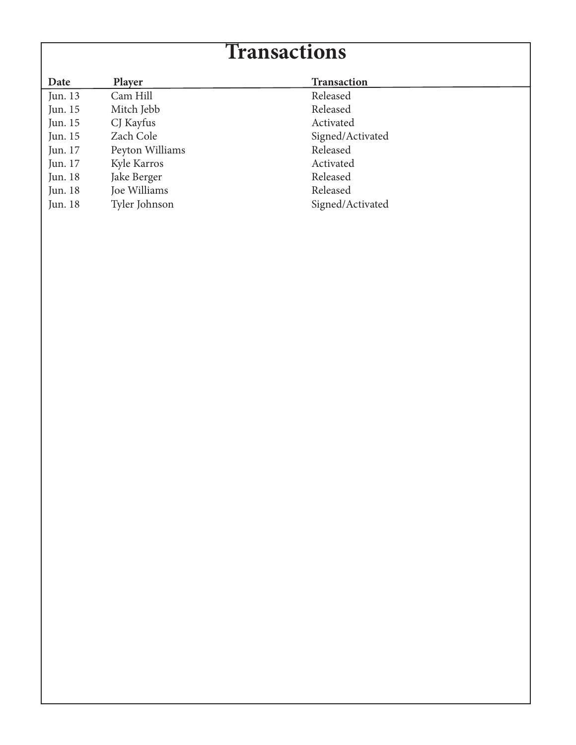# Transactions

| Date | Player | Transaction |
|---|---|---|
| Jun. 13 | Cam Hill | Released |
| Jun. 15 | Mitch Jebb | Released |
| Jun. 15 | CJ Kayfus | Activated |
| Jun. 15 | Zach Cole | Signed/Activated |
| Jun. 17 | Peyton Williams | Released |
| Jun. 17 | Kyle Karros | Activated |
| Jun. 18 | Jake Berger | Released |
| Jun. 18 | Joe Williams | Released |
| Jun. 18 | Tyler Johnson | Signed/Activated |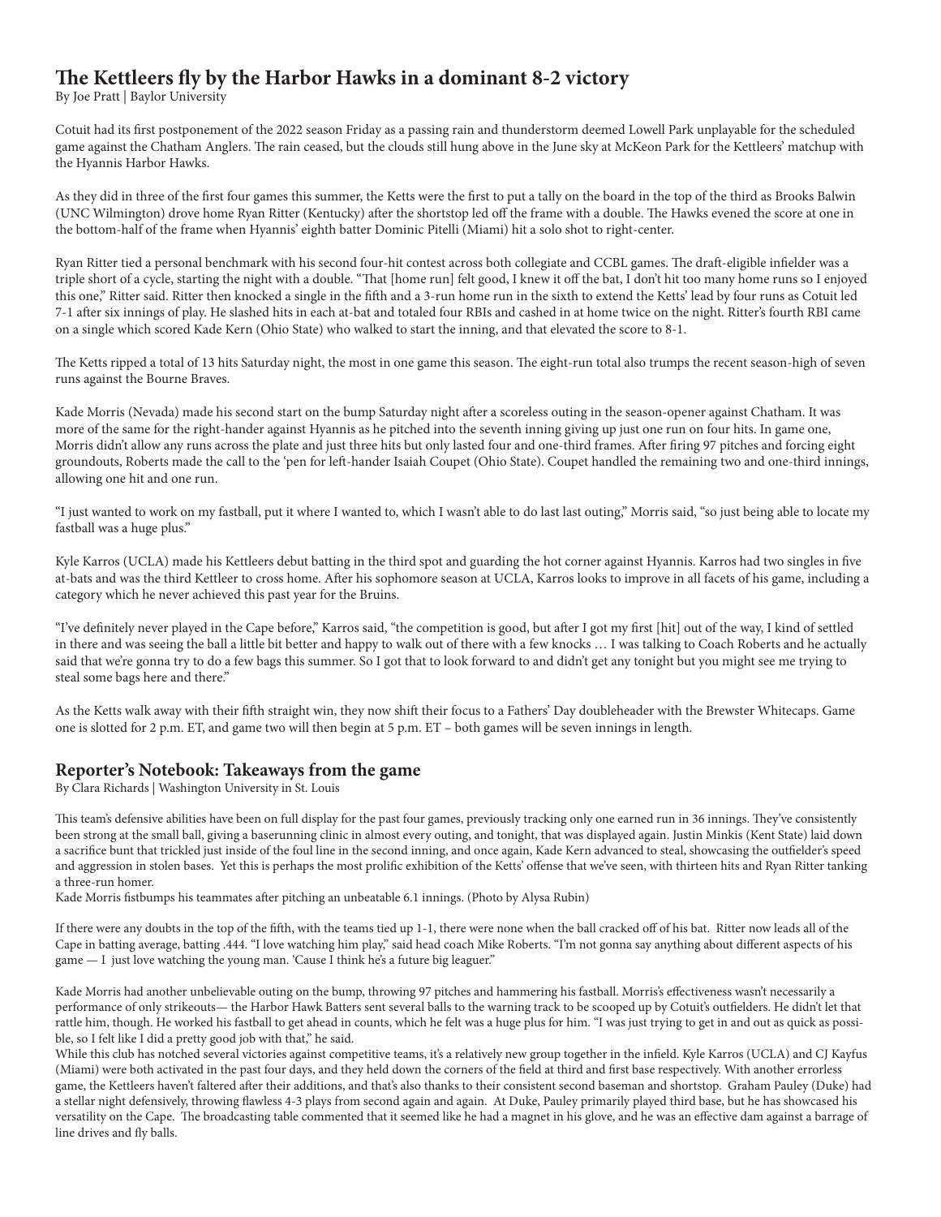## The Kettleers fly by the Harbor Hawks in a dominant 8-2 victory

By Joe Pratt | Baylor University

Cotuit had its first postponement of the 2022 season Friday as a passing rain and thunderstorm deemed Lowell Park unplayable for the scheduled game against the Chatham Anglers. The rain ceased, but the clouds still hung above in the June sky at McKeon Park for the Kettleers' matchup with the Hyannis Harbor Hawks.

As they did in three of the first four games this summer, the Ketts were the first to put a tally on the board in the top of the third as Brooks Balwin (UNC Wilmington) drove home Ryan Ritter (Kentucky) after the shortstop led off the frame with a double. The Hawks evened the score at one in the bottom-half of the frame when Hyannis' eighth batter Dominic Pitelli (Miami) hit a solo shot to right-center.

Ryan Ritter tied a personal benchmark with his second four-hit contest across both collegiate and CCBL games. The draft-eligible infielder was a triple short of a cycle, starting the night with a double. "That [home run] felt good, I knew it off the bat, I don't hit too many home runs so I enjoyed this one," Ritter said. Ritter then knocked a single in the fifth and a 3-run home run in the sixth to extend the Ketts' lead by four runs as Cotuit led 7-1 after six innings of play. He slashed hits in each at-bat and totaled four RBIs and cashed in at home twice on the night. Ritter's fourth RBI came on a single which scored Kade Kern (Ohio State) who walked to start the inning, and that elevated the score to 8-1.

The Ketts ripped a total of 13 hits Saturday night, the most in one game this season. The eight-run total also trumps the recent season-high of seven runs against the Bourne Braves.

Kade Morris (Nevada) made his second start on the bump Saturday night after a scoreless outing in the season-opener against Chatham. It was more of the same for the right-hander against Hyannis as he pitched into the seventh inning giving up just one run on four hits. In game one, Morris didn't allow any runs across the plate and just three hits but only lasted four and one-third frames. After firing 97 pitches and forcing eight groundouts, Roberts made the call to the 'pen for left-hander Isaiah Coupet (Ohio State). Coupet handled the remaining two and one-third innings, allowing one hit and one run.

"I just wanted to work on my fastball, put it where I wanted to, which I wasn't able to do last last outing," Morris said, "so just being able to locate my fastball was a huge plus."

Kyle Karros (UCLA) made his Kettleers debut batting in the third spot and guarding the hot corner against Hyannis. Karros had two singles in five at-bats and was the third Kettleer to cross home. After his sophomore season at UCLA, Karros looks to improve in all facets of his game, including a category which he never achieved this past year for the Bruins.

"I've definitely never played in the Cape before," Karros said, "the competition is good, but after I got my first [hit] out of the way, I kind of settled in there and was seeing the ball a little bit better and happy to walk out of there with a few knocks … I was talking to Coach Roberts and he actually said that we're gonna try to do a few bags this summer. So I got that to look forward to and didn't get any tonight but you might see me trying to steal some bags here and there."

As the Ketts walk away with their fifth straight win, they now shift their focus to a Fathers' Day doubleheader with the Brewster Whitecaps. Game one is slotted for 2 p.m. ET, and game two will then begin at 5 p.m. ET – both games will be seven innings in length.

## Reporter's Notebook: Takeaways from the game

By Clara Richards | Washington University in St. Louis

This team's defensive abilities have been on full display for the past four games, previously tracking only one earned run in 36 innings. They've consistently been strong at the small ball, giving a baserunning clinic in almost every outing, and tonight, that was displayed again. Justin Minkis (Kent State) laid down a sacrifice bunt that trickled just inside of the foul line in the second inning, and once again, Kade Kern advanced to steal, showcasing the outfielder's speed and aggression in stolen bases. Yet this is perhaps the most prolific exhibition of the Ketts' offense that we've seen, with thirteen hits and Ryan Ritter tanking a three-run homer.

Kade Morris fistbumps his teammates after pitching an unbeatable 6.1 innings. (Photo by Alysa Rubin)

If there were any doubts in the top of the fifth, with the teams tied up 1-1, there were none when the ball cracked off of his bat. Ritter now leads all of the Cape in batting average, batting .444. "I love watching him play," said head coach Mike Roberts. "I'm not gonna say anything about different aspects of his game — I just love watching the young man. 'Cause I think he's a future big leaguer."

Kade Morris had another unbelievable outing on the bump, throwing 97 pitches and hammering his fastball. Morris's effectiveness wasn't necessarily a performance of only strikeouts— the Harbor Hawk Batters sent several balls to the warning track to be scooped up by Cotuit's outfielders. He didn't let that rattle him, though. He worked his fastball to get ahead in counts, which he felt was a huge plus for him. "I was just trying to get in and out as quick as possible, so I felt like I did a pretty good job with that," he said.

While this club has notched several victories against competitive teams, it's a relatively new group together in the infield. Kyle Karros (UCLA) and CJ Kayfus (Miami) were both activated in the past four days, and they held down the corners of the field at third and first base respectively. With another errorless game, the Kettleers haven't faltered after their additions, and that's also thanks to their consistent second baseman and shortstop. Graham Pauley (Duke) had a stellar night defensively, throwing flawless 4-3 plays from second again and again. At Duke, Pauley primarily played third base, but he has showcased his versatility on the Cape. The broadcasting table commented that it seemed like he had a magnet in his glove, and he was an effective dam against a barrage of line drives and fly balls.